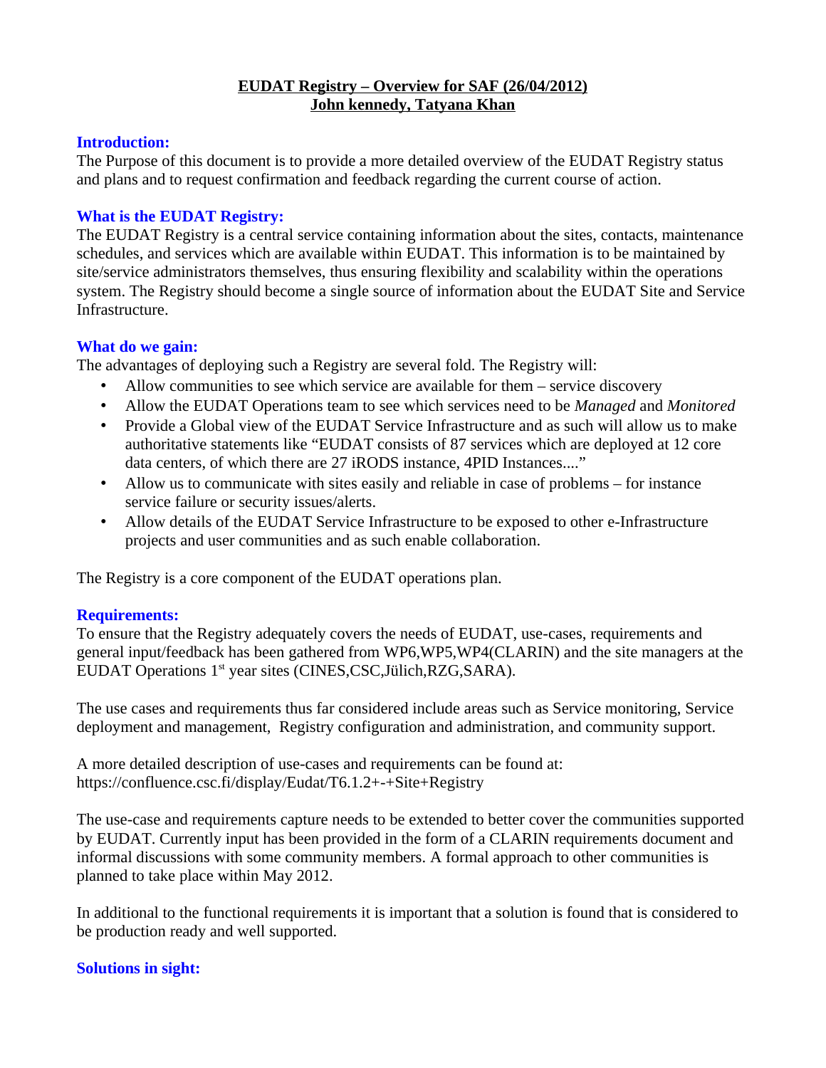**EUDAT Registry – Overview for SAF (26/04/2012)**
**John kennedy, Tatyana Khan**

## Introduction:

The Purpose of this document is to provide a more detailed overview of the EUDAT Registry status and plans and to request confirmation and feedback regarding the current course of action.

## What is the EUDAT Registry:

The EUDAT Registry is a central service containing information about the sites, contacts, maintenance schedules, and services which are available within EUDAT. This information is to be maintained by site/service administrators themselves, thus ensuring flexibility and scalability within the operations system. The Registry should become a single source of information about the EUDAT Site and Service Infrastructure.

## What do we gain:

The advantages of deploying such a Registry are several fold. The Registry will:

- Allow communities to see which service are available for them – service discovery
- Allow the EUDAT Operations team to see which services need to be *Managed* and *Monitored*
- Provide a Global view of the EUDAT Service Infrastructure and as such will allow us to make authoritative statements like "EUDAT consists of 87 services which are deployed at 12 core data centers, of which there are 27 iRODS instance, 4PID Instances...."
- Allow us to communicate with sites easily and reliable in case of problems – for instance service failure or security issues/alerts.
- Allow details of the EUDAT Service Infrastructure to be exposed to other e-Infrastructure projects and user communities and as such enable collaboration.

The Registry is a core component of the EUDAT operations plan.

## Requirements:

To ensure that the Registry adequately covers the needs of EUDAT, use-cases, requirements and general input/feedback has been gathered from WP6,WP5,WP4(CLARIN) and the site managers at the EUDAT Operations 1st year sites (CINES,CSC,Jülich,RZG,SARA).

The use cases and requirements thus far considered include areas such as Service monitoring, Service deployment and management, Registry configuration and administration, and community support.

A more detailed description of use-cases and requirements can be found at:
https://confluence.csc.fi/display/Eudat/T6.1.2+-+Site+Registry

The use-case and requirements capture needs to be extended to better cover the communities supported by EUDAT. Currently input has been provided in the form of a CLARIN requirements document and informal discussions with some community members. A formal approach to other communities is planned to take place within May 2012.

In additional to the functional requirements it is important that a solution is found that is considered to be production ready and well supported.

## Solutions in sight: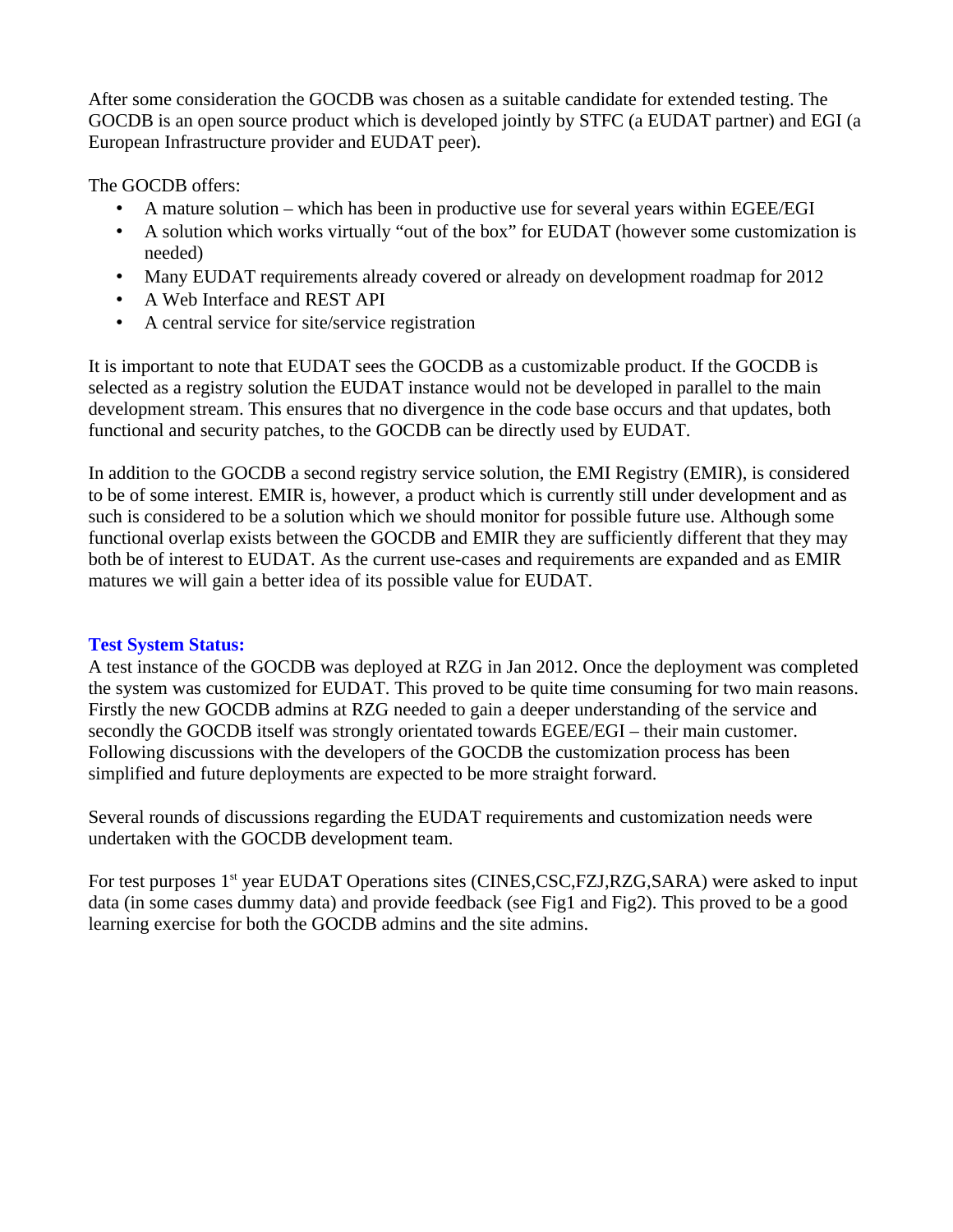After some consideration the GOCDB was chosen as a suitable candidate for extended testing. The GOCDB is an open source product which is developed jointly by STFC (a EUDAT partner) and EGI (a European Infrastructure provider and EUDAT peer).

The GOCDB offers:

- A mature solution – which has been in productive use for several years within EGEE/EGI
- A solution which works virtually "out of the box" for EUDAT (however some customization is needed)
- Many EUDAT requirements already covered or already on development roadmap for 2012
- A Web Interface and REST API
- A central service for site/service registration

It is important to note that EUDAT sees the GOCDB as a customizable product. If the GOCDB is selected as a registry solution the EUDAT instance would not be developed in parallel to the main development stream. This ensures that no divergence in the code base occurs and that updates, both functional and security patches, to the GOCDB can be directly used by EUDAT.

In addition to the GOCDB a second registry service solution, the EMI Registry (EMIR), is considered to be of some interest. EMIR is, however, a product which is currently still under development and as such is considered to be a solution which we should monitor for possible future use. Although some functional overlap exists between the GOCDB and EMIR they are sufficiently different that they may both be of interest to EUDAT. As the current use-cases and requirements are expanded and as EMIR matures we will gain a better idea of its possible value for EUDAT.

**Test System Status:**

A test instance of the GOCDB was deployed at RZG in Jan 2012. Once the deployment was completed the system was customized for EUDAT. This proved to be quite time consuming for two main reasons. Firstly the new GOCDB admins at RZG needed to gain a deeper understanding of the service and secondly the GOCDB itself was strongly orientated towards EGEE/EGI – their main customer. Following discussions with the developers of the GOCDB the customization process has been simplified and future deployments are expected to be more straight forward.

Several rounds of discussions regarding the EUDAT requirements and customization needs were undertaken with the GOCDB development team.

For test purposes 1st year EUDAT Operations sites (CINES,CSC,FZJ,RZG,SARA) were asked to input data (in some cases dummy data) and provide feedback (see Fig1 and Fig2). This proved to be a good learning exercise for both the GOCDB admins and the site admins.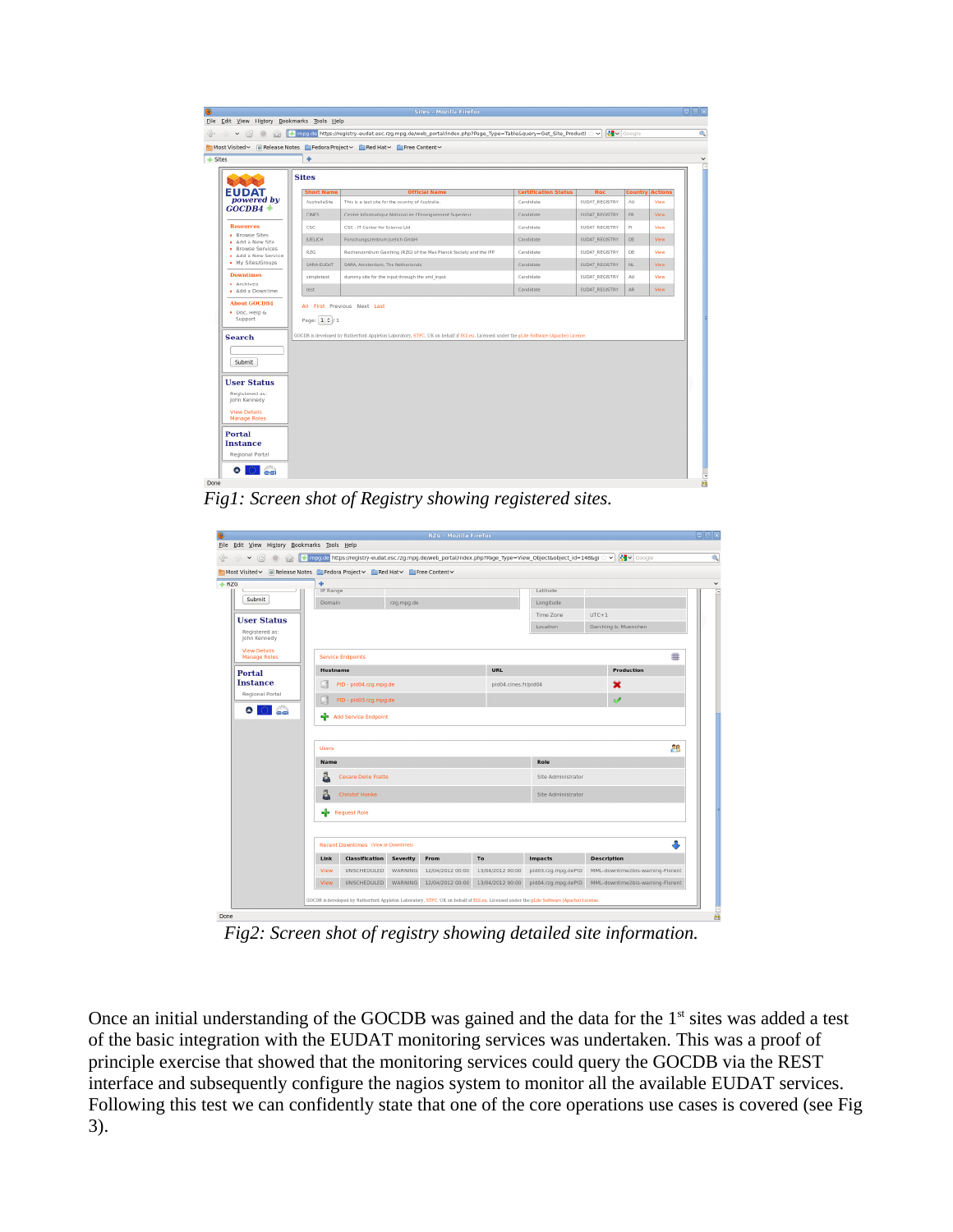*Fig1: Screen shot of Registry showing registered sites.*

*Fig2: Screen shot of registry showing detailed site information.*

Once an initial understanding of the GOCDB was gained and the data for the 1st sites was added a test of the basic integration with the EUDAT monitoring services was undertaken. This was a proof of principle exercise that showed that the monitoring services could query the GOCDB via the REST interface and subsequently configure the nagios system to monitor all the available EUDAT services. Following this test we can confidently state that one of the core operations use cases is covered (see Fig 3).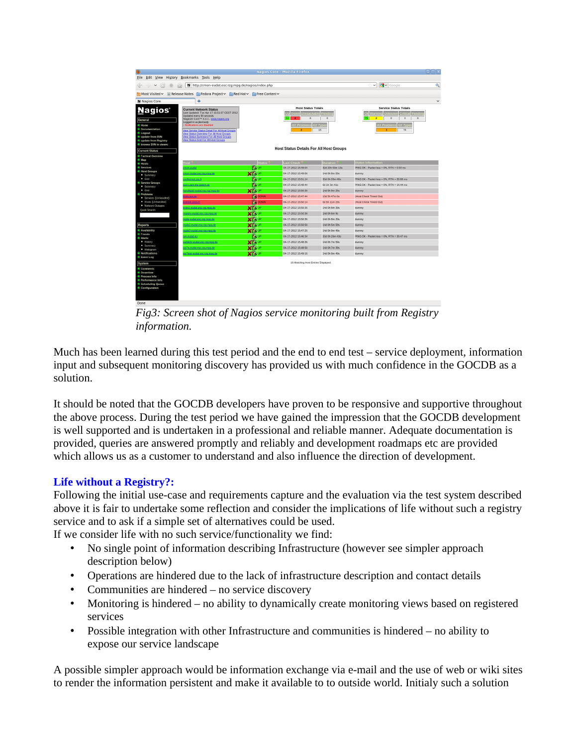*Fig3: Screen shot of Nagios service monitoring built from Registry information.*

Much has been learned during this test period and the end to end test – service deployment, information input and subsequent monitoring discovery has provided us with much confidence in the GOCDB as a solution.

It should be noted that the GOCDB developers have proven to be responsive and supportive throughout the above process. During the test period we have gained the impression that the GOCDB development is well supported and is undertaken in a professional and reliable manner. Adequate documentation is provided, queries are answered promptly and reliably and development roadmaps etc are provided which allows us as a customer to understand and also influence the direction of development.

## Life without a Registry?:

Following the initial use-case and requirements capture and the evaluation via the test system described above it is fair to undertake some reflection and consider the implications of life without such a registry service and to ask if a simple set of alternatives could be used.
If we consider life with no such service/functionality we find:

- No single point of information describing Infrastructure (however see simpler approach description below)
- Operations are hindered due to the lack of infrastructure description and contact details
- Communities are hindered – no service discovery
- Monitoring is hindered – no ability to dynamically create monitoring views based on registered services
- Possible integration with other Infrastructure and communities is hindered – no ability to expose our service landscape

A possible simpler approach would be information exchange via e-mail and the use of web or wiki sites to render the information persistent and make it available to to outside world. Initialy such a solution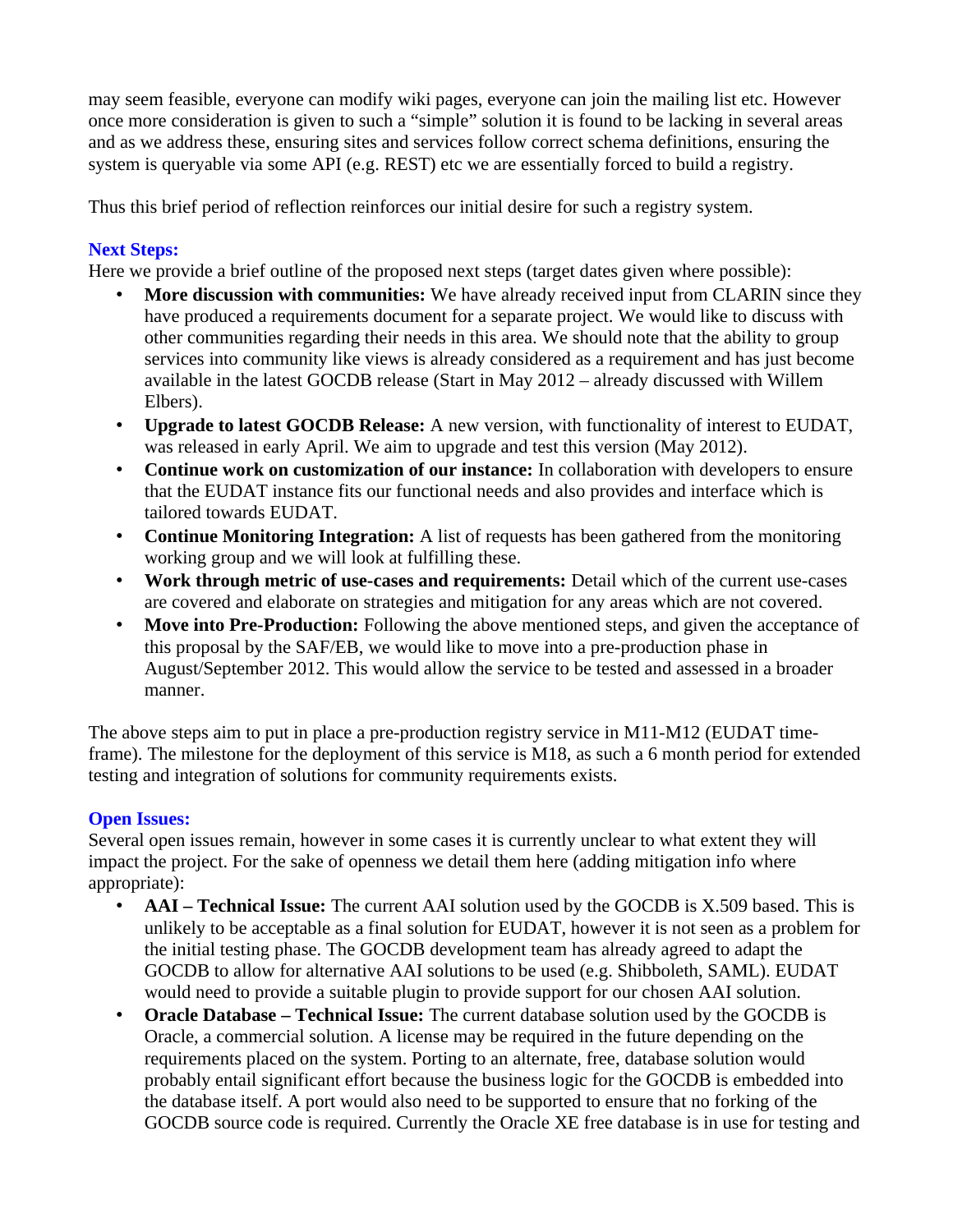may seem feasible, everyone can modify wiki pages, everyone can join the mailing list etc. However once more consideration is given to such a "simple" solution it is found to be lacking in several areas and as we address these, ensuring sites and services follow correct schema definitions, ensuring the system is queryable via some API (e.g. REST) etc we are essentially forced to build a registry.

Thus this brief period of reflection reinforces our initial desire for such a registry system.

### Next Steps:

Here we provide a brief outline of the proposed next steps (target dates given where possible):

- **More discussion with communities:** We have already received input from CLARIN since they have produced a requirements document for a separate project. We would like to discuss with other communities regarding their needs in this area. We should note that the ability to group services into community like views is already considered as a requirement and has just become available in the latest GOCDB release (Start in May 2012 – already discussed with Willem Elbers).
- **Upgrade to latest GOCDB Release:** A new version, with functionality of interest to EUDAT, was released in early April. We aim to upgrade and test this version (May 2012).
- **Continue work on customization of our instance:** In collaboration with developers to ensure that the EUDAT instance fits our functional needs and also provides and interface which is tailored towards EUDAT.
- **Continue Monitoring Integration:** A list of requests has been gathered from the monitoring working group and we will look at fulfilling these.
- **Work through metric of use-cases and requirements:** Detail which of the current use-cases are covered and elaborate on strategies and mitigation for any areas which are not covered.
- **Move into Pre-Production:** Following the above mentioned steps, and given the acceptance of this proposal by the SAF/EB, we would like to move into a pre-production phase in August/September 2012. This would allow the service to be tested and assessed in a broader manner.

The above steps aim to put in place a pre-production registry service in M11-M12 (EUDAT time-frame). The milestone for the deployment of this service is M18, as such a 6 month period for extended testing and integration of solutions for community requirements exists.

### Open Issues:

Several open issues remain, however in some cases it is currently unclear to what extent they will impact the project. For the sake of openness we detail them here (adding mitigation info where appropriate):

- **AAI – Technical Issue:** The current AAI solution used by the GOCDB is X.509 based. This is unlikely to be acceptable as a final solution for EUDAT, however it is not seen as a problem for the initial testing phase. The GOCDB development team has already agreed to adapt the GOCDB to allow for alternative AAI solutions to be used (e.g. Shibboleth, SAML). EUDAT would need to provide a suitable plugin to provide support for our chosen AAI solution.
- **Oracle Database – Technical Issue:** The current database solution used by the GOCDB is Oracle, a commercial solution. A license may be required in the future depending on the requirements placed on the system. Porting to an alternate, free, database solution would probably entail significant effort because the business logic for the GOCDB is embedded into the database itself. A port would also need to be supported to ensure that no forking of the GOCDB source code is required. Currently the Oracle XE free database is in use for testing and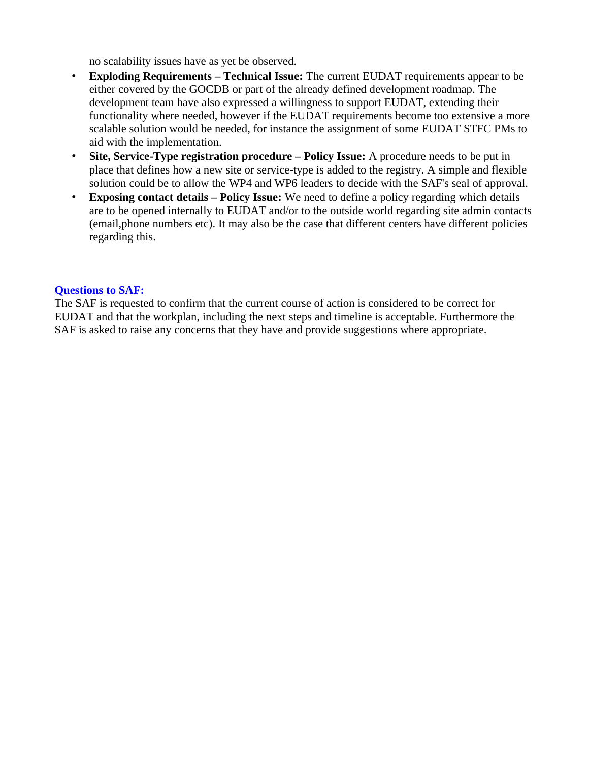no scalability issues have as yet be observed.

- **Exploding Requirements – Technical Issue:** The current EUDAT requirements appear to be either covered by the GOCDB or part of the already defined development roadmap. The development team have also expressed a willingness to support EUDAT, extending their functionality where needed, however if the EUDAT requirements become too extensive a more scalable solution would be needed, for instance the assignment of some EUDAT STFC PMs to aid with the implementation.
- **Site, Service-Type registration procedure – Policy Issue:** A procedure needs to be put in place that defines how a new site or service-type is added to the registry. A simple and flexible solution could be to allow the WP4 and WP6 leaders to decide with the SAF's seal of approval.
- **Exposing contact details – Policy Issue:** We need to define a policy regarding which details are to be opened internally to EUDAT and/or to the outside world regarding site admin contacts (email,phone numbers etc). It may also be the case that different centers have different policies regarding this.

**Questions to SAF:**

The SAF is requested to confirm that the current course of action is considered to be correct for EUDAT and that the workplan, including the next steps and timeline is acceptable. Furthermore the SAF is asked to raise any concerns that they have and provide suggestions where appropriate.